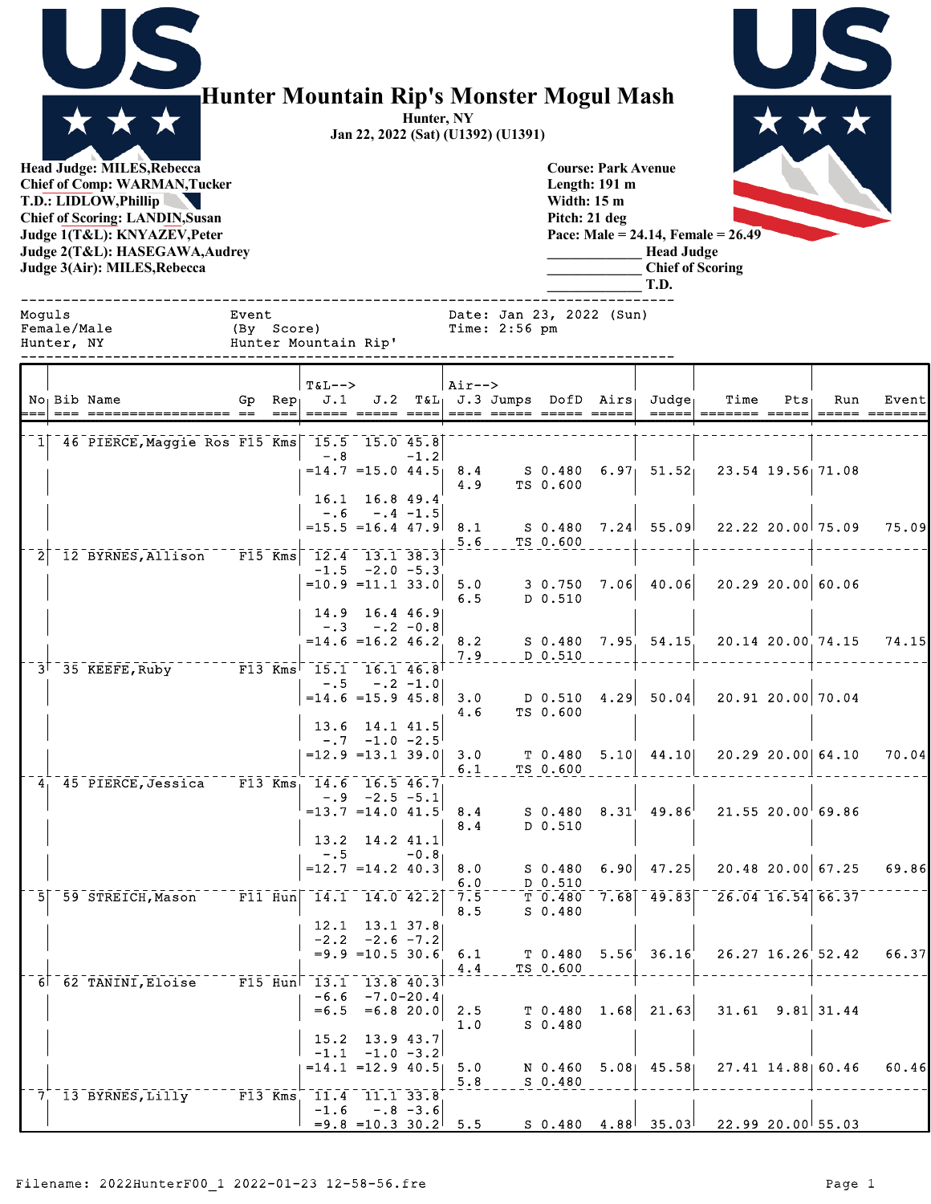# Hunter Mountain Rip's Monster Mogul Mash

**Hunter, NY**
**Jan 22, 2022 (Sat) (U1392) (U1391)**

**Head Judge: MILES,Rebecca**
**Chief of Comp: WARMAN,Tucker**
**T.D.: LIDLOW,Phillip**
**Chief of Scoring: LANDIN,Susan**
**Judge 1(T&L): KNYAZEV,Peter**
**Judge 2(T&L): HASEGAWA,Audrey**
**Judge 3(Air): MILES,Rebecca**

**Course: Park Avenue**
**Length: 191 m**
**Width: 15 m**
**Pitch: 21 deg**
**Pace: Male = 24.14, Female = 26.49**
**____________ Head Judge**
**____________ Chief of Scoring**
**____________ T.D.**

```
Moguls          Event             Date: Jan 23, 2022 (Sun)
Female/Male     (By Score)        Time: 2:56 pm
Hunter, NY      Hunter Mountain Rip'
```

| No | Bib | Name | Gp | Rep | J.1 | J.2 | T&L | J.3 | Jumps | DofD | Airs | Judge | Time | Pts | Run | Event |
|---|---|---|---|---|---|---|---|---|---|---|---|---|---|---|---|---|
| 1 | 46 | PIERCE,Maggie Ros | F15 | Kms | 15.5 | 15.0 | 45.8 | | | | | | | | | |
| | | | | | -.8 | | -1.2 | | | | | | | | | |
| | | | | | =14.7 | =15.0 | 44.5 | 8.4 | S | 0.480 | 6.97 | 51.52 | 23.54 | 19.56 | 71.08 | |
| | | | | | | | | 4.9 | TS | 0.600 | | | | | | |
| | | | | | 16.1 | 16.8 | 49.4 | | | | | | | | | |
| | | | | | -.6 | -.4 | -1.5 | | | | | | | | | |
| | | | | | =15.5 | =16.4 | 47.9 | 8.1 | S | 0.480 | 7.24 | 55.09 | 22.22 | 20.00 | 75.09 | 75.09 |
| | | | | | | | | 5.6 | TS | 0.600 | | | | | | |
| 2 | 12 | BYRNES,Allison | F15 | Kms | 12.4 | 13.1 | 38.3 | | | | | | | | | |
| | | | | | -1.5 | -2.0 | -5.3 | | | | | | | | | |
| | | | | | =10.9 | =11.1 | 33.0 | 5.0 | 3 | 0.750 | 7.06 | 40.06 | 20.29 | 20.00 | 60.06 | |
| | | | | | | | | 6.5 | D | 0.510 | | | | | | |
| | | | | | 14.9 | 16.4 | 46.9 | | | | | | | | | |
| | | | | | -.3 | -.2 | -0.8 | | | | | | | | | |
| | | | | | =14.6 | =16.2 | 46.2 | 8.2 | S | 0.480 | 7.95 | 54.15 | 20.14 | 20.00 | 74.15 | 74.15 |
| | | | | | | | | 7.9 | D | 0.510 | | | | | | |
| 3 | 35 | KEEFE,Ruby | F13 | Kms | 15.1 | 16.1 | 46.8 | | | | | | | | | |
| | | | | | -.5 | -.2 | -1.0 | | | | | | | | | |
| | | | | | =14.6 | =15.9 | 45.8 | 3.0 | D | 0.510 | 4.29 | 50.04 | 20.91 | 20.00 | 70.04 | |
| | | | | | | | | 4.6 | TS | 0.600 | | | | | | |
| | | | | | 13.6 | 14.1 | 41.5 | | | | | | | | | |
| | | | | | -.7 | -1.0 | -2.5 | | | | | | | | | |
| | | | | | =12.9 | =13.1 | 39.0 | 3.0 | T | 0.480 | 5.10 | 44.10 | 20.29 | 20.00 | 64.10 | 70.04 |
| | | | | | | | | 6.1 | TS | 0.600 | | | | | | |
| 4 | 45 | PIERCE,Jessica | F13 | Kms | 14.6 | 16.5 | 46.7 | | | | | | | | | |
| | | | | | -.9 | -2.5 | -5.1 | | | | | | | | | |
| | | | | | =13.7 | =14.0 | 41.5 | 8.4 | S | 0.480 | 8.31 | 49.86 | 21.55 | 20.00 | 69.86 | |
| | | | | | | | | 8.4 | D | 0.510 | | | | | | |
| | | | | | 13.2 | 14.2 | 41.1 | | | | | | | | | |
| | | | | | -.5 | | -0.8 | | | | | | | | | |
| | | | | | =12.7 | =14.2 | 40.3 | 8.0 | S | 0.480 | 6.90 | 47.25 | 20.48 | 20.00 | 67.25 | 69.86 |
| | | | | | | | | 6.0 | D | 0.510 | | | | | | |
| 5 | 59 | STREICH,Mason | F11 | Hun | 14.1 | 14.0 | 42.2 | 7.5 | T | 0.480 | 7.68 | 49.83 | 26.04 | 16.54 | 66.37 | |
| | | | | | | | | 8.5 | S | 0.480 | | | | | | |
| | | | | | 12.1 | 13.1 | 37.8 | | | | | | | | | |
| | | | | | -2.2 | -2.6 | -7.2 | | | | | | | | | |
| | | | | | =9.9 | =10.5 | 30.6 | 6.1 | T | 0.480 | 5.56 | 36.16 | 26.27 | 16.26 | 52.42 | 66.37 |
| | | | | | | | | 4.4 | TS | 0.600 | | | | | | |
| 6 | 62 | TANINI,Eloise | F15 | Hun | 13.1 | 13.8 | 40.3 | | | | | | | | | |
| | | | | | -6.6 | -7.0 | -20.4 | | | | | | | | | |
| | | | | | =6.5 | =6.8 | 20.0 | 2.5 | T | 0.480 | 1.68 | 21.63 | 31.61 | 9.81 | 31.44 | |
| | | | | | | | | 1.0 | S | 0.480 | | | | | | |
| | | | | | 15.2 | 13.9 | 43.7 | | | | | | | | | |
| | | | | | -1.1 | -1.0 | -3.2 | | | | | | | | | |
| | | | | | =14.1 | =12.9 | 40.5 | 5.0 | N | 0.460 | 5.08 | 45.58 | 27.41 | 14.88 | 60.46 | 60.46 |
| | | | | | | | | 5.8 | S | 0.480 | | | | | | |
| 7 | 13 | BYRNES,Lilly | F13 | Kms | 11.4 | 11.1 | 33.8 | | | | | | | | | |
| | | | | | -1.6 | -.8 | -3.6 | | | | | | | | | |
| | | | | | =9.8 | =10.3 | 30.2 | 5.5 | S | 0.480 | 4.88 | 35.03 | 22.99 | 20.00 | 55.03 | |

Filename: 2022HunterF00_1 2022-01-23 12-58-56.fre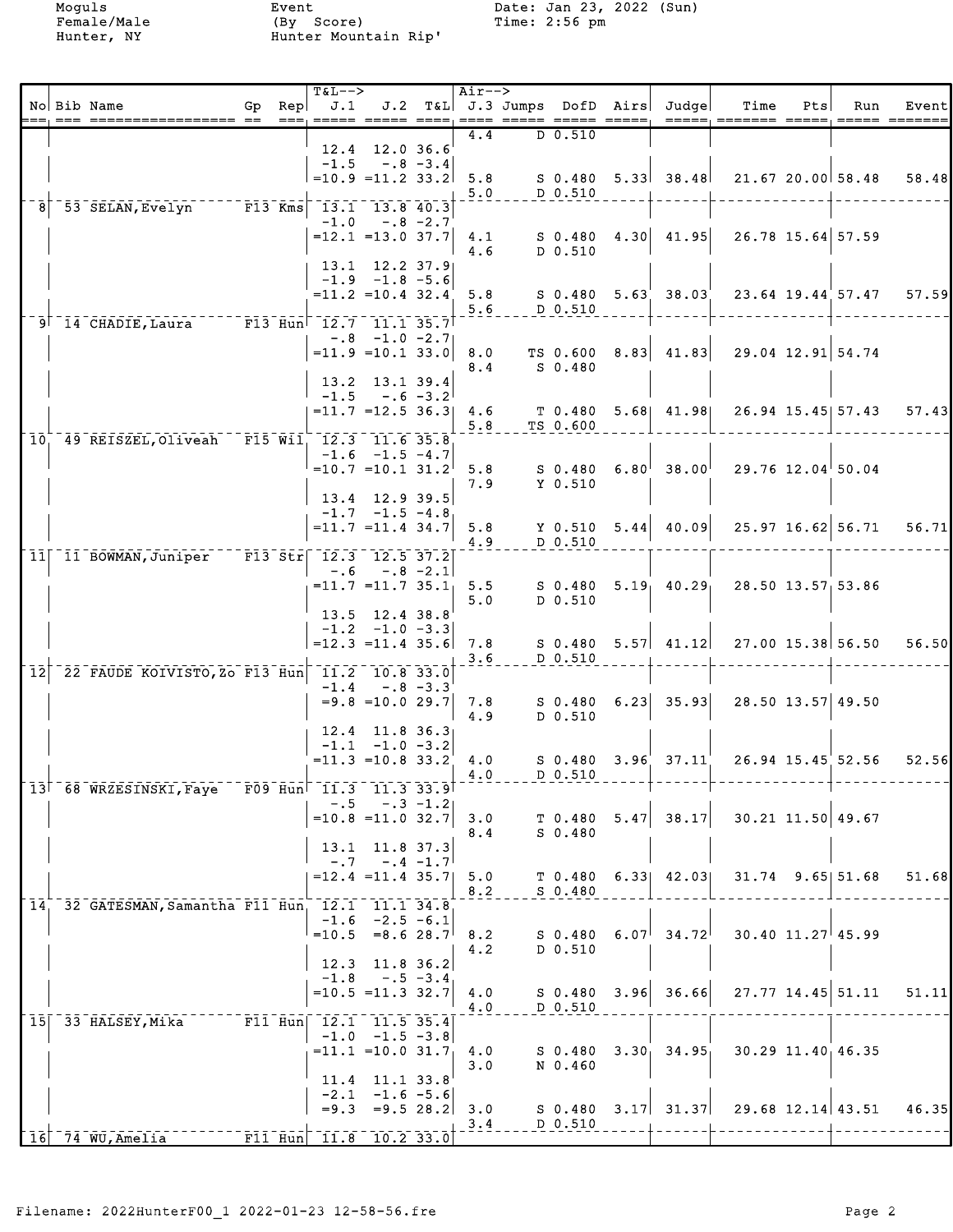Moguls Female/Male Hunter, NY

Event (By Score) Hunter Mountain Rip'

Date: Jan 23, 2022 (Sun) Time: 2:56 pm

| No | Bib | Name | Gp | Rep | T&L--> J.1 | J.2 | T&L | Air--> J.3 | Jumps | DofD | Airs | Judge | Time | Pts | Run | Event |
|---|---|---|---|---|---|---|---|---|---|---|---|---|---|---|---|---|
| | | | | | | | | 4.4 | D | 0.510 | | | | | | |
| | | | | | 12.4 | 12.0 | 36.6 | | | | | | | | | |
| | | | | | -1.5 | -.8 | -3.4 | | | | | | | | | |
| | | | | | =10.9 | =11.2 | 33.2 | 5.8 | S | 0.480 | 5.33 | 38.48 | 21.67 | 20.00 | 58.48 | 58.48 |
| | | | | | | | | 5.0 | D | 0.510 | | | | | | |
| 8 | 53 | SELAN,Evelyn | F13 | Kms | 13.1 | 13.8 | 40.3 | | | | | | | | | |
| | | | | | -1.0 | -.8 | -2.7 | | | | | | | | | |
| | | | | | =12.1 | =13.0 | 37.7 | 4.1 | S | 0.480 | 4.30 | 41.95 | 26.78 | 15.64 | 57.59 | |
| | | | | | | | | 4.6 | D | 0.510 | | | | | | |
| | | | | | 13.1 | 12.2 | 37.9 | | | | | | | | | |
| | | | | | -1.9 | -1.8 | -5.6 | | | | | | | | | |
| | | | | | =11.2 | =10.4 | 32.4 | 5.8 | S | 0.480 | 5.63 | 38.03 | 23.64 | 19.44 | 57.47 | 57.59 |
| | | | | | | | | 5.6 | D | 0.510 | | | | | | |
| 9 | 14 | CHADIE,Laura | F13 | Hun | 12.7 | 11.1 | 35.7 | | | | | | | | | |
| | | | | | -.8 | -1.0 | -2.7 | | | | | | | | | |
| | | | | | =11.9 | =10.1 | 33.0 | 8.0 | TS | 0.600 | 8.83 | 41.83 | 29.04 | 12.91 | 54.74 | |
| | | | | | | | | 8.4 | S | 0.480 | | | | | | |
| | | | | | 13.2 | 13.1 | 39.4 | | | | | | | | | |
| | | | | | -1.5 | -.6 | -3.2 | | | | | | | | | |
| | | | | | =11.7 | =12.5 | 36.3 | 4.6 | T | 0.480 | 5.68 | 41.98 | 26.94 | 15.45 | 57.43 | 57.43 |
| | | | | | | | | 5.8 | TS | 0.600 | | | | | | |
| 10 | 49 | REISZEL,Oliveah | F15 | Wil | 12.3 | 11.6 | 35.8 | | | | | | | | | |
| | | | | | -1.6 | -1.5 | -4.7 | | | | | | | | | |
| | | | | | =10.7 | =10.1 | 31.2 | 5.8 | S | 0.480 | 6.80 | 38.00 | 29.76 | 12.04 | 50.04 | |
| | | | | | | | | 7.9 | Y | 0.510 | | | | | | |
| | | | | | 13.4 | 12.9 | 39.5 | | | | | | | | | |
| | | | | | -1.7 | -1.5 | -4.8 | | | | | | | | | |
| | | | | | =11.7 | =11.4 | 34.7 | 5.8 | Y | 0.510 | 5.44 | 40.09 | 25.97 | 16.62 | 56.71 | 56.71 |
| | | | | | | | | 4.9 | D | 0.510 | | | | | | |
| 11 | 11 | BOWMAN,Juniper | F13 | Str | 12.3 | 12.5 | 37.2 | | | | | | | | | |
| | | | | | -.6 | -.8 | -2.1 | | | | | | | | | |
| | | | | | =11.7 | =11.7 | 35.1 | 5.5 | S | 0.480 | 5.19 | 40.29 | 28.50 | 13.57 | 53.86 | |
| | | | | | | | | 5.0 | D | 0.510 | | | | | | |
| | | | | | 13.5 | 12.4 | 38.8 | | | | | | | | | |
| | | | | | -1.2 | -1.0 | -3.3 | | | | | | | | | |
| | | | | | =12.3 | =11.4 | 35.6 | 7.8 | S | 0.480 | 5.57 | 41.12 | 27.00 | 15.38 | 56.50 | 56.50 |
| | | | | | | | | 3.6 | D | 0.510 | | | | | | |
| 12 | 22 | FAUDE KOIVISTO,Zo | F13 | Hun | 11.2 | 10.8 | 33.0 | | | | | | | | | |
| | | | | | -1.4 | -.8 | -3.3 | | | | | | | | | |
| | | | | | =9.8 | =10.0 | 29.7 | 7.8 | S | 0.480 | 6.23 | 35.93 | 28.50 | 13.57 | 49.50 | |
| | | | | | | | | 4.9 | D | 0.510 | | | | | | |
| | | | | | 12.4 | 11.8 | 36.3 | | | | | | | | | |
| | | | | | -1.1 | -1.0 | -3.2 | | | | | | | | | |
| | | | | | =11.3 | =10.8 | 33.2 | 4.0 | S | 0.480 | 3.96 | 37.11 | 26.94 | 15.45 | 52.56 | 52.56 |
| | | | | | | | | 4.0 | D | 0.510 | | | | | | |
| 13 | 68 | WRZESINSKI,Faye | F09 | Hun | 11.3 | 11.3 | 33.9 | | | | | | | | | |
| | | | | | -.5 | -.3 | -1.2 | | | | | | | | | |
| | | | | | =10.8 | =11.0 | 32.7 | 3.0 | T | 0.480 | 5.47 | 38.17 | 30.21 | 11.50 | 49.67 | |
| | | | | | | | | 8.4 | S | 0.480 | | | | | | |
| | | | | | 13.1 | 11.8 | 37.3 | | | | | | | | | |
| | | | | | -.7 | -.4 | -1.7 | | | | | | | | | |
| | | | | | =12.4 | =11.4 | 35.7 | 5.0 | T | 0.480 | 6.33 | 42.03 | 31.74 | 9.65 | 51.68 | 51.68 |
| | | | | | | | | 8.2 | S | 0.480 | | | | | | |
| 14 | 32 | GATESMAN,Samantha | F11 | Hun | 12.1 | 11.1 | 34.8 | | | | | | | | | |
| | | | | | -1.6 | -2.5 | -6.1 | | | | | | | | | |
| | | | | | =10.5 | =8.6 | 28.7 | 8.2 | S | 0.480 | 6.07 | 34.72 | 30.40 | 11.27 | 45.99 | |
| | | | | | | | | 4.2 | D | 0.510 | | | | | | |
| | | | | | 12.3 | 11.8 | 36.2 | | | | | | | | | |
| | | | | | -1.8 | -.5 | -3.4 | | | | | | | | | |
| | | | | | =10.5 | =11.3 | 32.7 | 4.0 | S | 0.480 | 3.96 | 36.66 | 27.77 | 14.45 | 51.11 | 51.11 |
| | | | | | | | | 4.0 | D | 0.510 | | | | | | |
| 15 | 33 | HALSEY,Mika | F11 | Hun | 12.1 | 11.5 | 35.4 | | | | | | | | | |
| | | | | | -1.0 | -1.5 | -3.8 | | | | | | | | | |
| | | | | | =11.1 | =10.0 | 31.7 | 4.0 | S | 0.480 | 3.30 | 34.95 | 30.29 | 11.40 | 46.35 | |
| | | | | | | | | 3.0 | N | 0.460 | | | | | | |
| | | | | | 11.4 | 11.1 | 33.8 | | | | | | | | | |
| | | | | | -2.1 | -1.6 | -5.6 | | | | | | | | | |
| | | | | | =9.3 | =9.5 | 28.2 | 3.0 | S | 0.480 | 3.17 | 31.37 | 29.68 | 12.14 | 43.51 | 46.35 |
| | | | | | | | | 3.4 | D | 0.510 | | | | | | |
| 16 | 74 | WU,Amelia | F11 | Hun | 11.8 | 10.2 | 33.0 | | | | | | | | | |

Filename: 2022HunterF00_1 2022-01-23 12-58-56.fre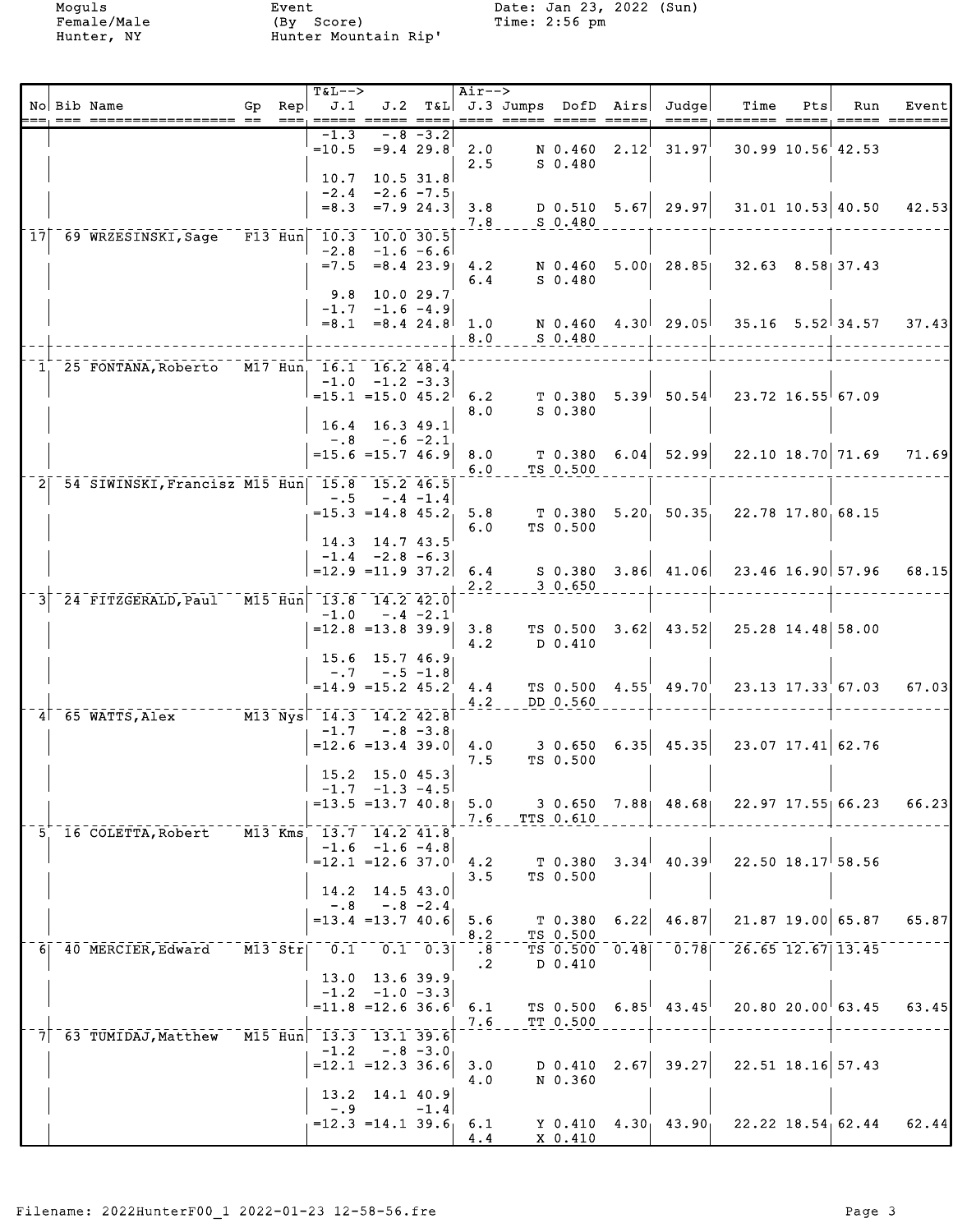Moguls
Female/Male
Hunter, NY

Event
(By Score)
Hunter Mountain Rip'

Date: Jan 23, 2022 (Sun)
Time: 2:56 pm

| No | Bib | Name | Gp | Rep | T&L--> J.1 | J.2 | T&L | Air--> J.3 | Jumps | DofD | Airs | Judge | Time | Pts | Run | Event |
|---|---|---|---|---|---|---|---|---|---|---|---|---|---|---|---|---|
| | | | | | -1.3 | -.8 | -3.2 | | | | | | | | | |
| | | | | | =10.5 | =9.4 | 29.8 | 2.0 | N | 0.460 | 2.12 | 31.97 | 30.99 | 10.56 | 42.53 | |
| | | | | | | | | 2.5 | S | 0.480 | | | | | | |
| | | | | | 10.7 | 10.5 | 31.8 | | | | | | | | | |
| | | | | | -2.4 | -2.6 | -7.5 | | | | | | | | | |
| | | | | | =8.3 | =7.9 | 24.3 | 3.8 | D | 0.510 | 5.67 | 29.97 | 31.01 | 10.53 | 40.50 | 42.53 |
| | | | | | | | | 7.8 | S | 0.480 | | | | | | |
| 17 | 69 | WRZESINSKI, Sage | F13 | Hun | 10.3 | 10.0 | 30.5 | | | | | | | | | |
| | | | | | -2.8 | -1.6 | -6.6 | | | | | | | | | |
| | | | | | =7.5 | =8.4 | 23.9 | 4.2 | N | 0.460 | 5.00 | 28.85 | 32.63 | 8.58 | 37.43 | |
| | | | | | | | | 6.4 | S | 0.480 | | | | | | |
| | | | | | 9.8 | 10.0 | 29.7 | | | | | | | | | |
| | | | | | -1.7 | -1.6 | -4.9 | | | | | | | | | |
| | | | | | =8.1 | =8.4 | 24.8 | 1.0 | N | 0.460 | 4.30 | 29.05 | 35.16 | 5.52 | 34.57 | 37.43 |
| | | | | | | | | 8.0 | S | 0.480 | | | | | | |
| 1 | 25 | FONTANA, Roberto | M17 | Hun | 16.1 | 16.2 | 48.4 | | | | | | | | | |
| | | | | | -1.0 | -1.2 | -3.3 | | | | | | | | | |
| | | | | | =15.1 | =15.0 | 45.2 | 6.2 | T | 0.380 | 5.39 | 50.54 | 23.72 | 16.55 | 67.09 | |
| | | | | | | | | 8.0 | S | 0.380 | | | | | | |
| | | | | | 16.4 | 16.3 | 49.1 | | | | | | | | | |
| | | | | | -.8 | -.6 | -2.1 | | | | | | | | | |
| | | | | | =15.6 | =15.7 | 46.9 | 8.0 | T | 0.380 | 6.04 | 52.99 | 22.10 | 18.70 | 71.69 | 71.69 |
| | | | | | | | | 6.0 | TS | 0.500 | | | | | | |
| 2 | 54 | SIWINSKI, Francisz | M15 | Hun | 15.8 | 15.2 | 46.5 | | | | | | | | | |
| | | | | | -.5 | -.4 | -1.4 | | | | | | | | | |
| | | | | | =15.3 | =14.8 | 45.2 | 5.8 | T | 0.380 | 5.20 | 50.35 | 22.78 | 17.80 | 68.15 | |
| | | | | | | | | 6.0 | TS | 0.500 | | | | | | |
| | | | | | 14.3 | 14.7 | 43.5 | | | | | | | | | |
| | | | | | -1.4 | -2.8 | -6.3 | | | | | | | | | |
| | | | | | =12.9 | =11.9 | 37.2 | 6.4 | S | 0.380 | 3.86 | 41.06 | 23.46 | 16.90 | 57.96 | 68.15 |
| | | | | | | | | 2.2 | 3 | 0.650 | | | | | | |
| 3 | 24 | FITZGERALD, Paul | M15 | Hun | 13.8 | 14.2 | 42.0 | | | | | | | | | |
| | | | | | -1.0 | -.4 | -2.1 | | | | | | | | | |
| | | | | | =12.8 | =13.8 | 39.9 | 3.8 | TS | 0.500 | 3.62 | 43.52 | 25.28 | 14.48 | 58.00 | |
| | | | | | | | | 4.2 | D | 0.410 | | | | | | |
| | | | | | 15.6 | 15.7 | 46.9 | | | | | | | | | |
| | | | | | -.7 | -.5 | -1.8 | | | | | | | | | |
| | | | | | =14.9 | =15.2 | 45.2 | 4.4 | TS | 0.500 | 4.55 | 49.70 | 23.13 | 17.33 | 67.03 | 67.03 |
| | | | | | | | | 4.2 | DD | 0.560 | | | | | | |
| 4 | 65 | WATTS, Alex | M13 | Nys | 14.3 | 14.2 | 42.8 | | | | | | | | | |
| | | | | | -1.7 | -.8 | -3.8 | | | | | | | | | |
| | | | | | =12.6 | =13.4 | 39.0 | 4.0 | 3 | 0.650 | 6.35 | 45.35 | 23.07 | 17.41 | 62.76 | |
| | | | | | | | | 7.5 | TS | 0.500 | | | | | | |
| | | | | | 15.2 | 15.0 | 45.3 | | | | | | | | | |
| | | | | | -1.7 | -1.3 | -4.5 | | | | | | | | | |
| | | | | | =13.5 | =13.7 | 40.8 | 5.0 | 3 | 0.650 | 7.88 | 48.68 | 22.97 | 17.55 | 66.23 | 66.23 |
| | | | | | | | | 7.6 | TTS | 0.610 | | | | | | |
| 5 | 16 | COLETTA, Robert | M13 | Kms | 13.7 | 14.2 | 41.8 | | | | | | | | | |
| | | | | | -1.6 | -1.6 | -4.8 | | | | | | | | | |
| | | | | | =12.1 | =12.6 | 37.0 | 4.2 | T | 0.380 | 3.34 | 40.39 | 22.50 | 18.17 | 58.56 | |
| | | | | | | | | 3.5 | TS | 0.500 | | | | | | |
| | | | | | 14.2 | 14.5 | 43.0 | | | | | | | | | |
| | | | | | -.8 | -.8 | -2.4 | | | | | | | | | |
| | | | | | =13.4 | =13.7 | 40.6 | 5.6 | T | 0.380 | 6.22 | 46.87 | 21.87 | 19.00 | 65.87 | 65.87 |
| | | | | | | | | 8.2 | TS | 0.500 | | | | | | |
| 6 | 40 | MERCIER, Edward | M13 | Str | 0.1 | 0.1 | 0.3 | .8 | TS | 0.500 | 0.48 | 0.78 | 26.65 | 12.67 | 13.45 | |
| | | | | | | | | .2 | D | 0.410 | | | | | | |
| | | | | | 13.0 | 13.6 | 39.9 | | | | | | | | | |
| | | | | | -1.2 | -1.0 | -3.3 | | | | | | | | | |
| | | | | | =11.8 | =12.6 | 36.6 | 6.1 | TS | 0.500 | 6.85 | 43.45 | 20.80 | 20.00 | 63.45 | 63.45 |
| | | | | | | | | 7.6 | TT | 0.500 | | | | | | |
| 7 | 63 | TUMIDAJ, Matthew | M15 | Hun | 13.3 | 13.1 | 39.6 | | | | | | | | | |
| | | | | | -1.2 | -.8 | -3.0 | | | | | | | | | |
| | | | | | =12.1 | =12.3 | 36.6 | 3.0 | D | 0.410 | 2.67 | 39.27 | 22.51 | 18.16 | 57.43 | |
| | | | | | | | | 4.0 | N | 0.360 | | | | | | |
| | | | | | 13.2 | 14.1 | 40.9 | | | | | | | | | |
| | | | | | -.9 | | -1.4 | | | | | | | | | |
| | | | | | =12.3 | =14.1 | 39.6 | 6.1 | Y | 0.410 | 4.30 | 43.90 | 22.22 | 18.54 | 62.44 | 62.44 |
| | | | | | | | | 4.4 | X | 0.410 | | | | | | |

Filename: 2022HunterF00_1 2022-01-23 12-58-56.fre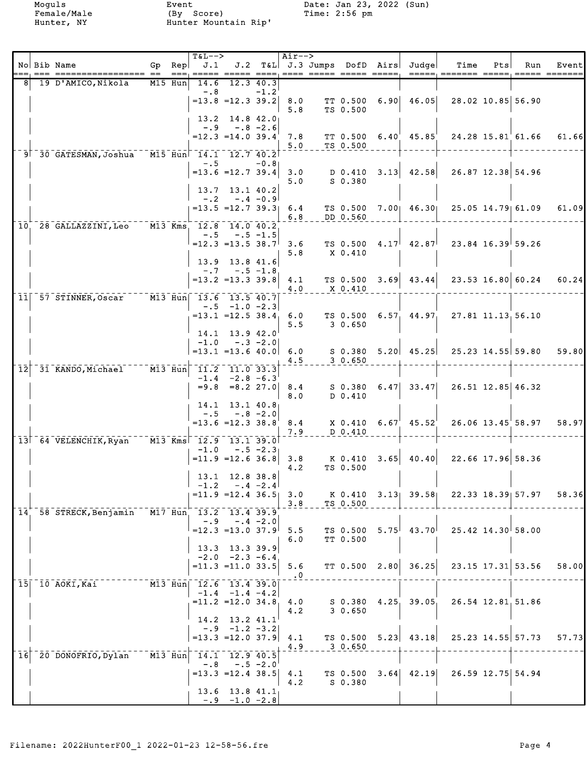Moguls
Female/Male
Hunter, NY

Event
(By Score)
Hunter Mountain Rip'

Date: Jan 23, 2022 (Sun)
Time: 2:56 pm

| No | Bib | Name | Gp | Rep | J.1 | J.2 | T&L | J.3 | Jumps | DofD | Airs | Judge | Time | Pts | Run | Event |
|---|---|---|---|---|---|---|---|---|---|---|---|---|---|---|---|---|
| 8 | 19 | D'AMICO,Nikola | M15 | Hun | 14.6 | 12.3 | 40.3 | | | | | | | | | |
| | | | | | -.8 | | -1.2 | | | | | | | | | |
| | | | | | =13.8 | =12.3 | 39.2 | 8.0 | TT | 0.500 | 6.90 | 46.05 | 28.02 | 10.85 | 56.90 | |
| | | | | | | | | 5.8 | TS | 0.500 | | | | | | |
| | | | | | 13.2 | 14.8 | 42.0 | | | | | | | | | |
| | | | | | -.9 | -.8 | -2.6 | | | | | | | | | |
| | | | | | =12.3 | =14.0 | 39.4 | 7.8 | TT | 0.500 | 6.40 | 45.85 | 24.28 | 15.81 | 61.66 | 61.66 |
| | | | | | | | | 5.0 | TS | 0.500 | | | | | | |
| 9 | 30 | GATESMAN,Joshua | M15 | Hun | 14.1 | 12.7 | 40.2 | | | | | | | | | |
| | | | | | -.5 | | -0.8 | | | | | | | | | |
| | | | | | =13.6 | =12.7 | 39.4 | 3.0 | D | 0.410 | 3.13 | 42.58 | 26.87 | 12.38 | 54.96 | |
| | | | | | | | | 5.0 | S | 0.380 | | | | | | |
| | | | | | 13.7 | 13.1 | 40.2 | | | | | | | | | |
| | | | | | -.2 | -.4 | -0.9 | | | | | | | | | |
| | | | | | =13.5 | =12.7 | 39.3 | 6.4 | TS | 0.500 | 7.00 | 46.30 | 25.05 | 14.79 | 61.09 | 61.09 |
| | | | | | | | | 6.8 | DD | 0.560 | | | | | | |
| 10 | 28 | GALLAZZINI,Leo | M13 | Kms | 12.8 | 14.0 | 40.2 | | | | | | | | | |
| | | | | | -.5 | -.5 | -1.5 | | | | | | | | | |
| | | | | | =12.3 | =13.5 | 38.7 | 3.6 | TS | 0.500 | 4.17 | 42.87 | 23.84 | 16.39 | 59.26 | |
| | | | | | | | | 5.8 | X | 0.410 | | | | | | |
| | | | | | 13.9 | 13.8 | 41.6 | | | | | | | | | |
| | | | | | -.7 | -.5 | -1.8 | | | | | | | | | |
| | | | | | =13.2 | =13.3 | 39.8 | 4.1 | TS | 0.500 | 3.69 | 43.44 | 23.53 | 16.80 | 60.24 | 60.24 |
| | | | | | | | | 4.0 | X | 0.410 | | | | | | |
| 11 | 57 | STINNER,Oscar | M13 | Hun | 13.6 | 13.5 | 40.7 | | | | | | | | | |
| | | | | | -.5 | -1.0 | -2.3 | | | | | | | | | |
| | | | | | =13.1 | =12.5 | 38.4 | 6.0 | TS | 0.500 | 6.57 | 44.97 | 27.81 | 11.13 | 56.10 | |
| | | | | | | | | 5.5 | 3 | 0.650 | | | | | | |
| | | | | | 14.1 | 13.9 | 42.0 | | | | | | | | | |
| | | | | | -1.0 | -.3 | -2.0 | | | | | | | | | |
| | | | | | =13.1 | =13.6 | 40.0 | 6.0 | S | 0.380 | 5.20 | 45.25 | 25.23 | 14.55 | 59.80 | 59.80 |
| | | | | | | | | 4.5 | 3 | 0.650 | | | | | | |
| 12 | 31 | KANDO,Michael | M13 | Hun | 11.2 | 11.0 | 33.3 | | | | | | | | | |
| | | | | | -1.4 | -2.8 | -6.3 | | | | | | | | | |
| | | | | | =9.8 | =8.2 | 27.0 | 8.4 | S | 0.380 | 6.47 | 33.47 | 26.51 | 12.85 | 46.32 | |
| | | | | | | | | 8.0 | D | 0.410 | | | | | | |
| | | | | | 14.1 | 13.1 | 40.8 | | | | | | | | | |
| | | | | | -.5 | -.8 | -2.0 | | | | | | | | | |
| | | | | | =13.6 | =12.3 | 38.8 | 8.4 | X | 0.410 | 6.67 | 45.52 | 26.06 | 13.45 | 58.97 | 58.97 |
| | | | | | | | | 7.9 | D | 0.410 | | | | | | |
| 13 | 64 | VELENCHIK,Ryan | M13 | Kms | 12.9 | 13.1 | 39.0 | | | | | | | | | |
| | | | | | -1.0 | -.5 | -2.3 | | | | | | | | | |
| | | | | | =11.9 | =12.6 | 36.8 | 3.8 | K | 0.410 | 3.65 | 40.40 | 22.66 | 17.96 | 58.36 | |
| | | | | | | | | 4.2 | TS | 0.500 | | | | | | |
| | | | | | 13.1 | 12.8 | 38.8 | | | | | | | | | |
| | | | | | -1.2 | -.4 | -2.4 | | | | | | | | | |
| | | | | | =11.9 | =12.4 | 36.5 | 3.0 | K | 0.410 | 3.13 | 39.58 | 22.33 | 18.39 | 57.97 | 58.36 |
| | | | | | | | | 3.8 | TS | 0.500 | | | | | | |
| 14 | 58 | STRECK,Benjamin | M17 | Hun | 13.2 | 13.4 | 39.9 | | | | | | | | | |
| | | | | | -.9 | -.4 | -2.0 | | | | | | | | | |
| | | | | | =12.3 | =13.0 | 37.9 | 5.5 | TS | 0.500 | 5.75 | 43.70 | 25.42 | 14.30 | 58.00 | |
| | | | | | | | | 6.0 | TT | 0.500 | | | | | | |
| | | | | | 13.3 | 13.3 | 39.9 | | | | | | | | | |
| | | | | | -2.0 | -2.3 | -6.4 | | | | | | | | | |
| | | | | | =11.3 | =11.0 | 33.5 | 5.6 | TT | 0.500 | 2.80 | 36.25 | 23.15 | 17.31 | 53.56 | 58.00 |
| | | | | | | | | .0 | | | | | | | | |
| 15 | 10 | AOKI,Kai | M13 | Hun | 12.6 | 13.4 | 39.0 | | | | | | | | | |
| | | | | | -1.4 | -1.4 | -4.2 | | | | | | | | | |
| | | | | | =11.2 | =12.0 | 34.8 | 4.0 | S | 0.380 | 4.25 | 39.05 | 26.54 | 12.81 | 51.86 | |
| | | | | | | | | 4.2 | 3 | 0.650 | | | | | | |
| | | | | | 14.2 | 13.2 | 41.1 | | | | | | | | | |
| | | | | | -.9 | -1.2 | -3.2 | | | | | | | | | |
| | | | | | =13.3 | =12.0 | 37.9 | 4.1 | TS | 0.500 | 5.23 | 43.18 | 25.23 | 14.55 | 57.73 | 57.73 |
| | | | | | | | | 4.9 | 3 | 0.650 | | | | | | |
| 16 | 20 | DONOFRIO,Dylan | M13 | Hun | 14.1 | 12.9 | 40.5 | | | | | | | | | |
| | | | | | -.8 | -.5 | -2.0 | | | | | | | | | |
| | | | | | =13.3 | =12.4 | 38.5 | 4.1 | TS | 0.500 | 3.64 | 42.19 | 26.59 | 12.75 | 54.94 | |
| | | | | | | | | 4.2 | S | 0.380 | | | | | | |
| | | | | | 13.6 | 13.8 | 41.1 | | | | | | | | | |
| | | | | | -.9 | -1.0 | -2.8 | | | | | | | | | |

Filename: 2022HunterF00_1 2022-01-23 12-58-56.fre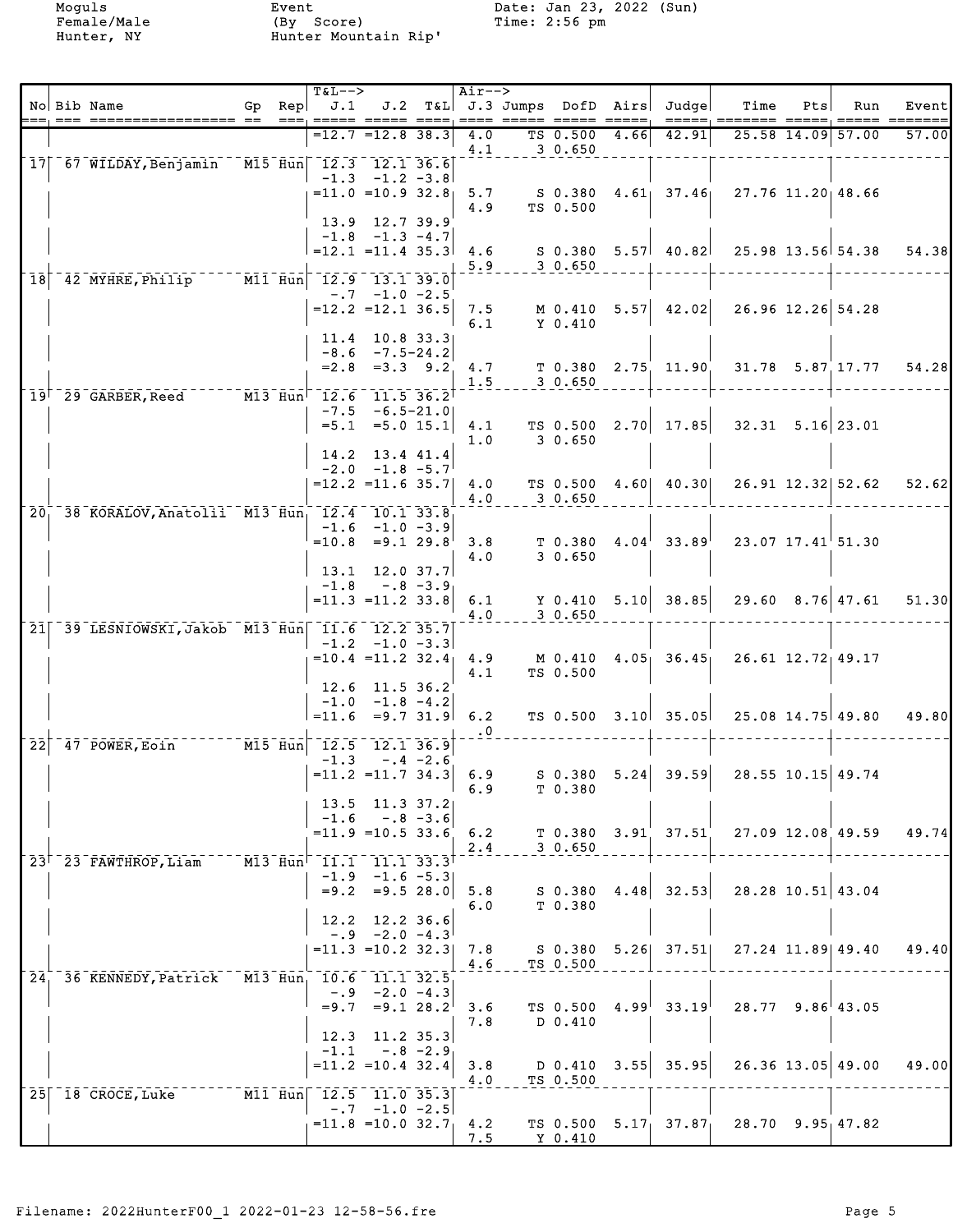Moguls
Female/Male
Hunter, NY

Event
(By Score)
Hunter Mountain Rip'

Date: Jan 23, 2022 (Sun)
Time: 2:56 pm

| No | Bib | Name | Gp | Rep | T&L--> J.1 | J.2 | T&L | Air--> J.3 | Jumps | DofD | Airs | Judge | Time | Pts | Run | Event |
|---|---|---|---|---|---|---|---|---|---|---|---|---|---|---|---|---|
| | | | | | =12.7 | =12.8 | 38.3 | 4.0 | TS | 0.500 | 4.66 | 42.91 | 25.58 | 14.09 | 57.00 | 57.00 |
| | | | | | | | | 4.1 | 3 | 0.650 | | | | | | |
| 17 | 67 | WILDAY,Benjamin | M15 | Hun | 12.3 | 12.1 | 36.6 | | | | | | | | | |
| | | | | | -1.3 | -1.2 | -3.8 | | | | | | | | | |
| | | | | | =11.0 | =10.9 | 32.8 | 5.7 | S | 0.380 | 4.61 | 37.46 | 27.76 | 11.20 | 48.66 | |
| | | | | | | | | 4.9 | TS | 0.500 | | | | | | |
| | | | | | 13.9 | 12.7 | 39.9 | | | | | | | | | |
| | | | | | -1.8 | -1.3 | -4.7 | | | | | | | | | |
| | | | | | =12.1 | =11.4 | 35.3 | 4.6 | S | 0.380 | 5.57 | 40.82 | 25.98 | 13.56 | 54.38 | 54.38 |
| | | | | | | | | 5.9 | 3 | 0.650 | | | | | | |
| 18 | 42 | MYHRE,Philip | M11 | Hun | 12.9 | 13.1 | 39.0 | | | | | | | | | |
| | | | | | -.7 | -1.0 | -2.5 | | | | | | | | | |
| | | | | | =12.2 | =12.1 | 36.5 | 7.5 | M | 0.410 | 5.57 | 42.02 | 26.96 | 12.26 | 54.28 | |
| | | | | | | | | 6.1 | Y | 0.410 | | | | | | |
| | | | | | 11.4 | 10.8 | 33.3 | | | | | | | | | |
| | | | | | -8.6 | -7.5 | -24.2 | | | | | | | | | |
| | | | | | =2.8 | =3.3 | 9.2 | 4.7 | T | 0.380 | 2.75 | 11.90 | 31.78 | 5.87 | 17.77 | 54.28 |
| | | | | | | | | 1.5 | 3 | 0.650 | | | | | | |
| 19 | 29 | GARBER,Reed | M13 | Hun | 12.6 | 11.5 | 36.2 | | | | | | | | | |
| | | | | | -7.5 | -6.5 | -21.0 | | | | | | | | | |
| | | | | | =5.1 | =5.0 | 15.1 | 4.1 | TS | 0.500 | 2.70 | 17.85 | 32.31 | 5.16 | 23.01 | |
| | | | | | | | | 1.0 | 3 | 0.650 | | | | | | |
| | | | | | 14.2 | 13.4 | 41.4 | | | | | | | | | |
| | | | | | -2.0 | -1.8 | -5.7 | | | | | | | | | |
| | | | | | =12.2 | =11.6 | 35.7 | 4.0 | TS | 0.500 | 4.60 | 40.30 | 26.91 | 12.32 | 52.62 | 52.62 |
| | | | | | | | | 4.0 | 3 | 0.650 | | | | | | |
| 20 | 38 | KORALOV,Anatolii | M13 | Hun | 12.4 | 10.1 | 33.8 | | | | | | | | | |
| | | | | | -1.6 | -1.0 | -3.9 | | | | | | | | | |
| | | | | | =10.8 | =9.1 | 29.8 | 3.8 | T | 0.380 | 4.04 | 33.89 | 23.07 | 17.41 | 51.30 | |
| | | | | | | | | 4.0 | 3 | 0.650 | | | | | | |
| | | | | | 13.1 | 12.0 | 37.7 | | | | | | | | | |
| | | | | | -1.8 | -.8 | -3.9 | | | | | | | | | |
| | | | | | =11.3 | =11.2 | 33.8 | 6.1 | Y | 0.410 | 5.10 | 38.85 | 29.60 | 8.76 | 47.61 | 51.30 |
| | | | | | | | | 4.0 | 3 | 0.650 | | | | | | |
| 21 | 39 | LESNIOWSKI,Jakob | M13 | Hun | 11.6 | 12.2 | 35.7 | | | | | | | | | |
| | | | | | -1.2 | -1.0 | -3.3 | | | | | | | | | |
| | | | | | =10.4 | =11.2 | 32.4 | 4.9 | M | 0.410 | 4.05 | 36.45 | 26.61 | 12.72 | 49.17 | |
| | | | | | | | | 4.1 | TS | 0.500 | | | | | | |
| | | | | | 12.6 | 11.5 | 36.2 | | | | | | | | | |
| | | | | | -1.0 | -1.8 | -4.2 | | | | | | | | | |
| | | | | | =11.6 | =9.7 | 31.9 | 6.2 | TS | 0.500 | 3.10 | 35.05 | 25.08 | 14.75 | 49.80 | 49.80 |
| | | | | | | | | .0 | | | | | | | | |
| 22 | 47 | POWER,Eoin | M15 | Hun | 12.5 | 12.1 | 36.9 | | | | | | | | | |
| | | | | | -1.3 | -.4 | -2.6 | | | | | | | | | |
| | | | | | =11.2 | =11.7 | 34.3 | 6.9 | S | 0.380 | 5.24 | 39.59 | 28.55 | 10.15 | 49.74 | |
| | | | | | | | | 6.9 | T | 0.380 | | | | | | |
| | | | | | 13.5 | 11.3 | 37.2 | | | | | | | | | |
| | | | | | -1.6 | -.8 | -3.6 | | | | | | | | | |
| | | | | | =11.9 | =10.5 | 33.6 | 6.2 | T | 0.380 | 3.91 | 37.51 | 27.09 | 12.08 | 49.59 | 49.74 |
| | | | | | | | | 2.4 | 3 | 0.650 | | | | | | |
| 23 | 23 | FAWTHROP,Liam | M13 | Hun | 11.1 | 11.1 | 33.3 | | | | | | | | | |
| | | | | | -1.9 | -1.6 | -5.3 | | | | | | | | | |
| | | | | | =9.2 | =9.5 | 28.0 | 5.8 | S | 0.380 | 4.48 | 32.53 | 28.28 | 10.51 | 43.04 | |
| | | | | | | | | 6.0 | T | 0.380 | | | | | | |
| | | | | | 12.2 | 12.2 | 36.6 | | | | | | | | | |
| | | | | | -.9 | -2.0 | -4.3 | | | | | | | | | |
| | | | | | =11.3 | =10.2 | 32.3 | 7.8 | S | 0.380 | 5.26 | 37.51 | 27.24 | 11.89 | 49.40 | 49.40 |
| | | | | | | | | 4.6 | TS | 0.500 | | | | | | |
| 24 | 36 | KENNEDY,Patrick | M13 | Hun | 10.6 | 11.1 | 32.5 | | | | | | | | | |
| | | | | | -.9 | -2.0 | -4.3 | | | | | | | | | |
| | | | | | =9.7 | =9.1 | 28.2 | 3.6 | TS | 0.500 | 4.99 | 33.19 | 28.77 | 9.86 | 43.05 | |
| | | | | | | | | 7.8 | D | 0.410 | | | | | | |
| | | | | | 12.3 | 11.2 | 35.3 | | | | | | | | | |
| | | | | | -1.1 | -.8 | -2.9 | | | | | | | | | |
| | | | | | =11.2 | =10.4 | 32.4 | 3.8 | D | 0.410 | 3.55 | 35.95 | 26.36 | 13.05 | 49.00 | 49.00 |
| | | | | | | | | 4.0 | TS | 0.500 | | | | | | |
| 25 | 18 | CROCE,Luke | M11 | Hun | 12.5 | 11.0 | 35.3 | | | | | | | | | |
| | | | | | -.7 | -1.0 | -2.5 | | | | | | | | | |
| | | | | | =11.8 | =10.0 | 32.7 | 4.2 | TS | 0.500 | 5.17 | 37.87 | 28.70 | 9.95 | 47.82 | |
| | | | | | | | | 7.5 | Y | 0.410 | | | | | | |

Filename: 2022HunterF00_1 2022-01-23 12-58-56.fre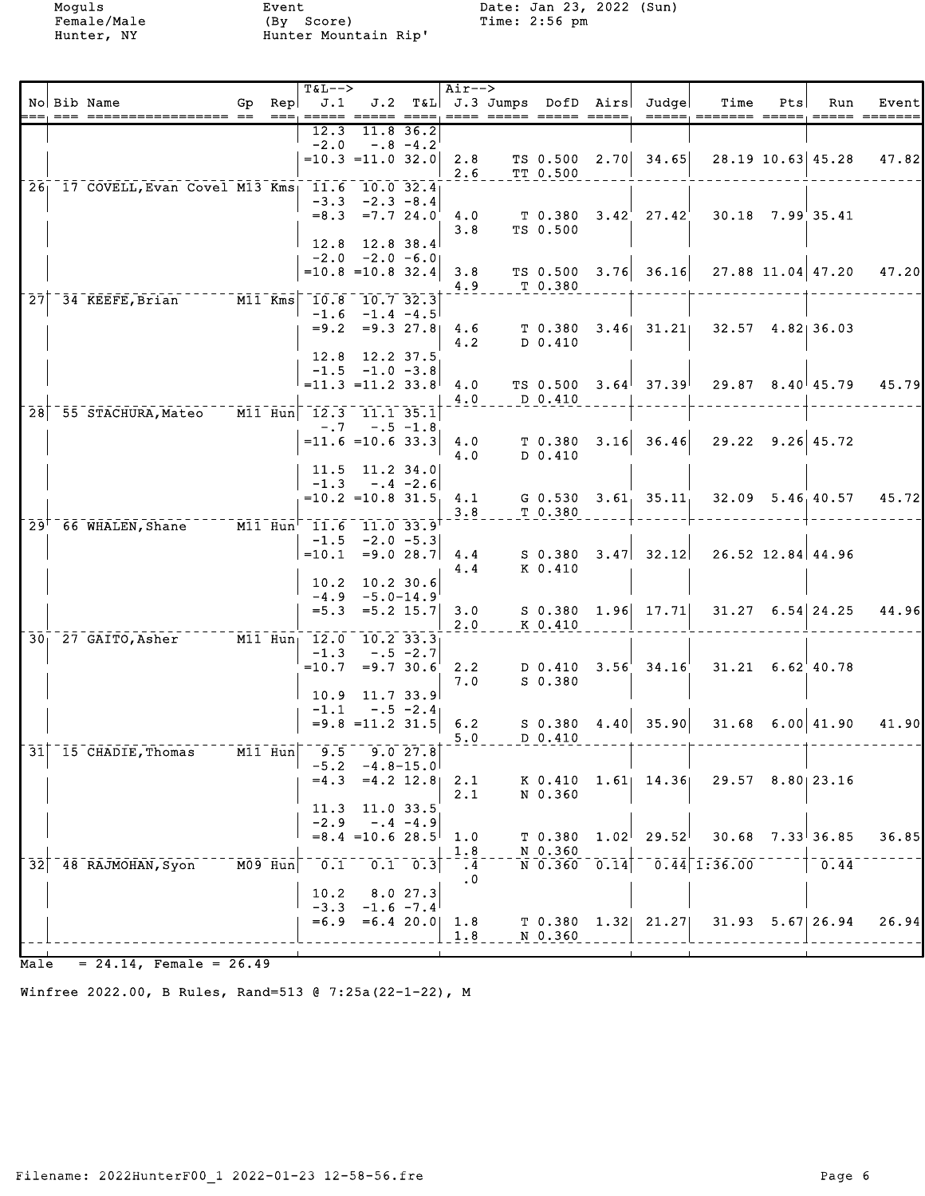Moguls
Female/Male
Hunter, NY

Event
(By Score)
Hunter Mountain Rip'

Date: Jan 23, 2022 (Sun)
Time: 2:56 pm

| No | Bib | Name | Gp | Rep | T&L--> J.1 | J.2 | T&L | Air--> J.3 | Jumps | DofD | Airs | Judge | Time | Pts | Run | Event |
|---|---|---|---|---|---|---|---|---|---|---|---|---|---|---|---|---|
| | | | | | 12.3 | 11.8 | 36.2 | | | | | | | | | |
| | | | | | -2.0 | -.8 | -4.2 | | | | | | | | | |
| | | | | | =10.3 | =11.0 | 32.0 | 2.8 | TS | 0.500 | 2.70 | 34.65 | 28.19 | 10.63 | 45.28 | 47.82 |
| | | | | | | | | 2.6 | TT | 0.500 | | | | | | |
| 26 | 17 | COVELL,Evan Covel | M13 | Kms | 11.6 | 10.0 | 32.4 | | | | | | | | | |
| | | | | | -3.3 | -2.3 | -8.4 | | | | | | | | | |
| | | | | | =8.3 | =7.7 | 24.0 | 4.0 | T | 0.380 | 3.42 | 27.42 | 30.18 | 7.99 | 35.41 | |
| | | | | | | | | 3.8 | TS | 0.500 | | | | | | |
| | | | | | 12.8 | 12.8 | 38.4 | | | | | | | | | |
| | | | | | -2.0 | -2.0 | -6.0 | | | | | | | | | |
| | | | | | =10.8 | =10.8 | 32.4 | 3.8 | TS | 0.500 | 3.76 | 36.16 | 27.88 | 11.04 | 47.20 | 47.20 |
| | | | | | | | | 4.9 | T | 0.380 | | | | | | |
| 27 | 34 | KEEFE,Brian | M11 | Kms | 10.8 | 10.7 | 32.3 | | | | | | | | | |
| | | | | | -1.6 | -1.4 | -4.5 | | | | | | | | | |
| | | | | | =9.2 | =9.3 | 27.8 | 4.6 | T | 0.380 | 3.46 | 31.21 | 32.57 | 4.82 | 36.03 | |
| | | | | | | | | 4.2 | D | 0.410 | | | | | | |
| | | | | | 12.8 | 12.2 | 37.5 | | | | | | | | | |
| | | | | | -1.5 | -1.0 | -3.8 | | | | | | | | | |
| | | | | | =11.3 | =11.2 | 33.8 | 4.0 | TS | 0.500 | 3.64 | 37.39 | 29.87 | 8.40 | 45.79 | 45.79 |
| | | | | | | | | 4.0 | D | 0.410 | | | | | | |
| 28 | 55 | STACHURA,Mateo | M11 | Hun | 12.3 | 11.1 | 35.1 | | | | | | | | | |
| | | | | | -.7 | -.5 | -1.8 | | | | | | | | | |
| | | | | | =11.6 | =10.6 | 33.3 | 4.0 | T | 0.380 | 3.16 | 36.46 | 29.22 | 9.26 | 45.72 | |
| | | | | | | | | 4.0 | D | 0.410 | | | | | | |
| | | | | | 11.5 | 11.2 | 34.0 | | | | | | | | | |
| | | | | | -1.3 | -.4 | -2.6 | | | | | | | | | |
| | | | | | =10.2 | =10.8 | 31.5 | 4.1 | G | 0.530 | 3.61 | 35.11 | 32.09 | 5.46 | 40.57 | 45.72 |
| | | | | | | | | 3.8 | T | 0.380 | | | | | | |
| 29 | 66 | WHALEN,Shane | M11 | Hun | 11.6 | 11.0 | 33.9 | | | | | | | | | |
| | | | | | -1.5 | -2.0 | -5.3 | | | | | | | | | |
| | | | | | =10.1 | =9.0 | 28.7 | 4.4 | S | 0.380 | 3.47 | 32.12 | 26.52 | 12.84 | 44.96 | |
| | | | | | | | | 4.4 | K | 0.410 | | | | | | |
| | | | | | 10.2 | 10.2 | 30.6 | | | | | | | | | |
| | | | | | -4.9 | -5.0 | -14.9 | | | | | | | | | |
| | | | | | =5.3 | =5.2 | 15.7 | 3.0 | S | 0.380 | 1.96 | 17.71 | 31.27 | 6.54 | 24.25 | 44.96 |
| | | | | | | | | 2.0 | K | 0.410 | | | | | | |
| 30 | 27 | GAITO,Asher | M11 | Hun | 12.0 | 10.2 | 33.3 | | | | | | | | | |
| | | | | | -1.3 | -.5 | -2.7 | | | | | | | | | |
| | | | | | =10.7 | =9.7 | 30.6 | 2.2 | D | 0.410 | 3.56 | 34.16 | 31.21 | 6.62 | 40.78 | |
| | | | | | | | | 7.0 | S | 0.380 | | | | | | |
| | | | | | 10.9 | 11.7 | 33.9 | | | | | | | | | |
| | | | | | -1.1 | -.5 | -2.4 | | | | | | | | | |
| | | | | | =9.8 | =11.2 | 31.5 | 6.2 | S | 0.380 | 4.40 | 35.90 | 31.68 | 6.00 | 41.90 | 41.90 |
| | | | | | | | | 5.0 | D | 0.410 | | | | | | |
| 31 | 15 | CHADIE,Thomas | M11 | Hun | 9.5 | 9.0 | 27.8 | | | | | | | | | |
| | | | | | -5.2 | -4.8 | -15.0 | | | | | | | | | |
| | | | | | =4.3 | =4.2 | 12.8 | 2.1 | K | 0.410 | 1.61 | 14.36 | 29.57 | 8.80 | 23.16 | |
| | | | | | | | | 2.1 | N | 0.360 | | | | | | |
| | | | | | 11.3 | 11.0 | 33.5 | | | | | | | | | |
| | | | | | -2.9 | -.4 | -4.9 | | | | | | | | | |
| | | | | | =8.4 | =10.6 | 28.5 | 1.0 | T | 0.380 | 1.02 | 29.52 | 30.68 | 7.33 | 36.85 | 36.85 |
| | | | | | | | | 1.8 | N | 0.360 | | | | | | |
| 32 | 48 | RAJMOHAN,Syon | M09 | Hun | 0.1 | 0.1 | 0.3 | .4 | N | 0.360 | 0.14 | 0.44 | 1:36.00 | | 0.44 | |
| | | | | | | | | .0 | | | | | | | | |
| | | | | | 10.2 | 8.0 | 27.3 | | | | | | | | | |
| | | | | | -3.3 | -1.6 | -7.4 | | | | | | | | | |
| | | | | | =6.9 | =6.4 | 20.0 | 1.8 | T | 0.380 | 1.32 | 21.27 | 31.93 | 5.67 | 26.94 | 26.94 |
| | | | | | | | | 1.8 | N | 0.360 | | | | | | |

Male = 24.14, Female = 26.49

Winfree 2022.00, B Rules, Rand=513 @ 7:25a(22-1-22), M

Filename: 2022HunterF00_1 2022-01-23 12-58-56.fre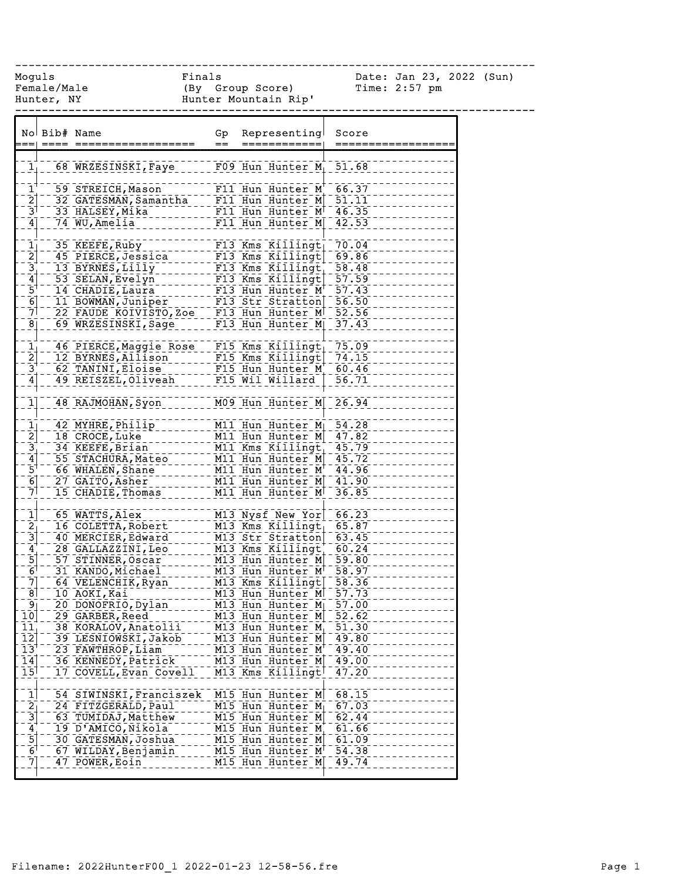Moguls
Female/Male
Hunter, NY

Finals
(By Group Score)
Hunter Mountain Rip'

Date: Jan 23, 2022 (Sun)
Time: 2:57 pm

| No | Bib# | Name | Gp | Representing | Score |
|---|---|---|---|---|---|
| 1 | 68 | WRZESINSKI, Faye | F09 | Hun Hunter M | 51.68 |
| | | | | | |
| 1 | 59 | STREICH, Mason | F11 | Hun Hunter M | 66.37 |
| 2 | 32 | GATESMAN, Samantha | F11 | Hun Hunter M | 51.11 |
| 3 | 33 | HALSEY, Mika | F11 | Hun Hunter M | 46.35 |
| 4 | 74 | WU, Amelia | F11 | Hun Hunter M | 42.53 |
| | | | | | |
| 1 | 35 | KEEFE, Ruby | F13 | Kms Killingt | 70.04 |
| 2 | 45 | PIERCE, Jessica | F13 | Kms Killingt | 69.86 |
| 3 | 13 | BYRNES, Lilly | F13 | Kms Killingt | 58.48 |
| 4 | 53 | SELAN, Evelyn | F13 | Kms Killingt | 57.59 |
| 5 | 14 | CHADIE, Laura | F13 | Hun Hunter M | 57.43 |
| 6 | 11 | BOWMAN, Juniper | F13 | Str Stratton | 56.50 |
| 7 | 22 | FAUDE KOIVISTO, Zoe | F13 | Hun Hunter M | 52.56 |
| 8 | 69 | WRZESINSKI, Sage | F13 | Hun Hunter M | 37.43 |
| | | | | | |
| 1 | 46 | PIERCE, Maggie Rose | F15 | Kms Killingt | 75.09 |
| 2 | 12 | BYRNES, Allison | F15 | Kms Killingt | 74.15 |
| 3 | 62 | TANINI, Eloise | F15 | Hun Hunter M | 60.46 |
| 4 | 49 | REISZEL, Oliveah | F15 | Wil Willard | 56.71 |
| | | | | | |
| 1 | 48 | RAJMOHAN, Syon | M09 | Hun Hunter M | 26.94 |
| | | | | | |
| 1 | 42 | MYHRE, Philip | M11 | Hun Hunter M | 54.28 |
| 2 | 18 | CROCE, Luke | M11 | Hun Hunter M | 47.82 |
| 3 | 34 | KEEFE, Brian | M11 | Kms Killingt | 45.79 |
| 4 | 55 | STACHURA, Mateo | M11 | Hun Hunter M | 45.72 |
| 5 | 66 | WHALEN, Shane | M11 | Hun Hunter M | 44.96 |
| 6 | 27 | GAITO, Asher | M11 | Hun Hunter M | 41.90 |
| 7 | 15 | CHADIE, Thomas | M11 | Hun Hunter M | 36.85 |
| | | | | | |
| 1 | 65 | WATTS, Alex | M13 | Nysf New Yor | 66.23 |
| 2 | 16 | COLETTA, Robert | M13 | Kms Killingt | 65.87 |
| 3 | 40 | MERCIER, Edward | M13 | Str Stratton | 63.45 |
| 4 | 28 | GALLAZZINI, Leo | M13 | Kms Killingt | 60.24 |
| 5 | 57 | STINNER, Oscar | M13 | Hun Hunter M | 59.80 |
| 6 | 31 | KANDO, Michael | M13 | Hun Hunter M | 58.97 |
| 7 | 64 | VELENCHIK, Ryan | M13 | Kms Killingt | 58.36 |
| 8 | 10 | AOKI, Kai | M13 | Hun Hunter M | 57.73 |
| 9 | 20 | DONOFRIO, Dylan | M13 | Hun Hunter M | 57.00 |
| 10 | 29 | GARBER, Reed | M13 | Hun Hunter M | 52.62 |
| 11 | 38 | KORALOV, Anatolii | M13 | Hun Hunter M | 51.30 |
| 12 | 39 | LESNIOWSKI, Jakob | M13 | Hun Hunter M | 49.80 |
| 13 | 23 | FAWTHROP, Liam | M13 | Hun Hunter M | 49.40 |
| 14 | 36 | KENNEDY, Patrick | M13 | Hun Hunter M | 49.00 |
| 15 | 17 | COVELL, Evan Covell | M13 | Kms Killingt | 47.20 |
| | | | | | |
| 1 | 54 | SIWINSKI, Franciszek | M15 | Hun Hunter M | 68.15 |
| 2 | 24 | FITZGERALD, Paul | M15 | Hun Hunter M | 67.03 |
| 3 | 63 | TUMIDAJ, Matthew | M15 | Hun Hunter M | 62.44 |
| 4 | 19 | D'AMICO, Nikola | M15 | Hun Hunter M | 61.66 |
| 5 | 30 | GATESMAN, Joshua | M15 | Hun Hunter M | 61.09 |
| 6 | 67 | WILDAY, Benjamin | M15 | Hun Hunter M | 54.38 |
| 7 | 47 | POWER, Eoin | M15 | Hun Hunter M | 49.74 |

Filename: 2022HunterF00_1 2022-01-23 12-58-56.fre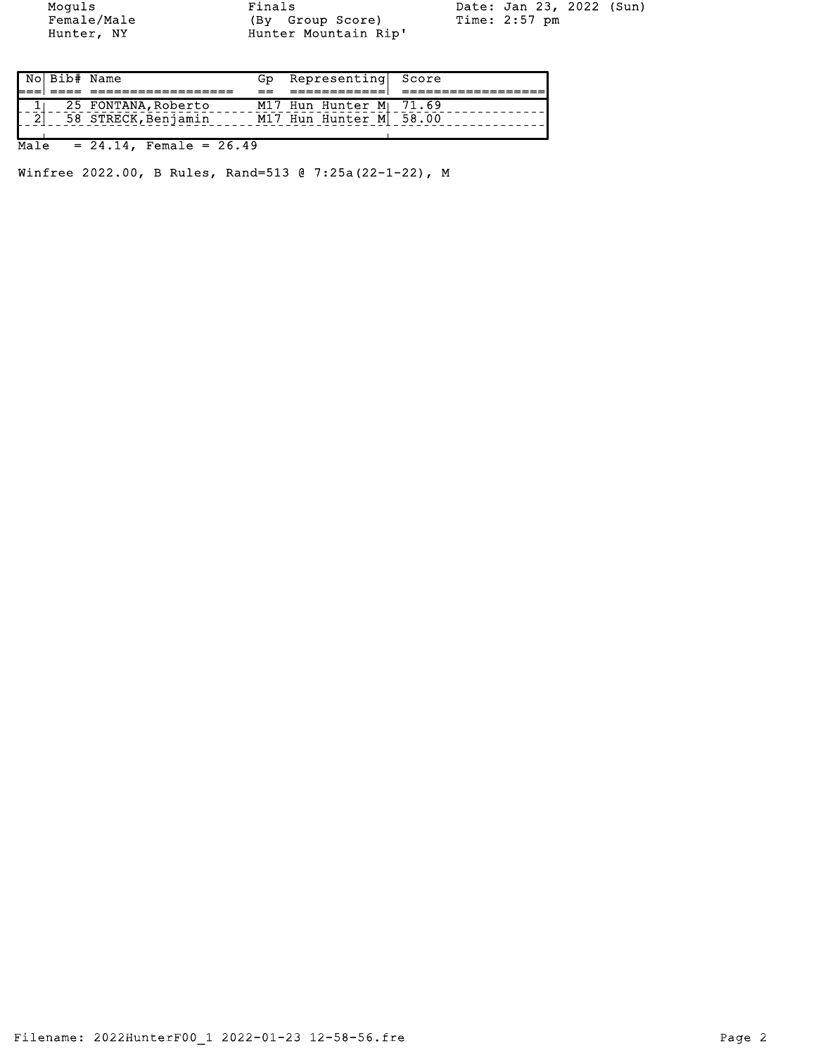Moguls
Female/Male
Hunter, NY

Finals
(By Group Score)
Hunter Mountain Rip'

Date: Jan 23, 2022 (Sun)
Time: 2:57 pm

| No | Bib# | Name | Gp | Representing | Score |
|---|---|---|---|---|---|
| 1 | 25 | FONTANA,Roberto | M17 | Hun Hunter M | 71.69 |
| 2 | 58 | STRECK,Benjamin | M17 | Hun Hunter M | 58.00 |

Male = 24.14, Female = 26.49

Winfree 2022.00, B Rules, Rand=513 @ 7:25a(22-1-22), M

Filename: 2022HunterF00_1 2022-01-23 12-58-56.fre